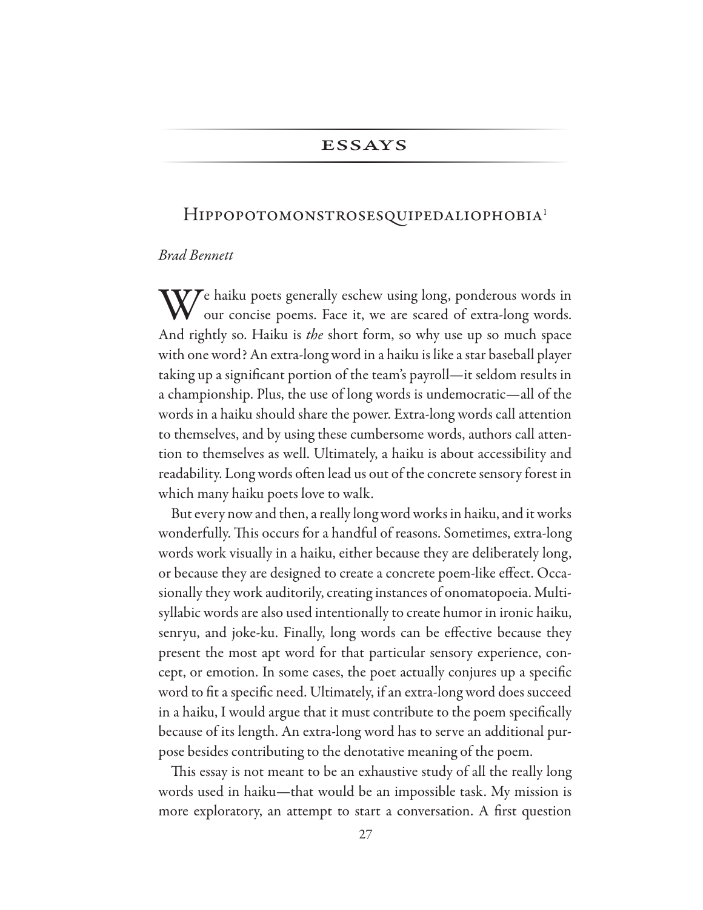# ESSAYS

## Hippopotomonstrosesquipedaliophobia[1]

*Brad Bennett*

We haiku poets generally eschew using long, ponderous words in our concise poems. Face it, we are scared of extra-long words. And rightly so. Haiku is *the* short form, so why use up so much space with one word? An extra-long word in a haiku is like a star baseball player taking up a significant portion of the team's payroll—it seldom results in a championship. Plus, the use of long words is undemocratic—all of the words in a haiku should share the power. Extra-long words call attention to themselves, and by using these cumbersome words, authors call attention to themselves as well. Ultimately, a haiku is about accessibility and readability. Long words often lead us out of the concrete sensory forest in which many haiku poets love to walk.

But every now and then, a really long word works in haiku, and it works wonderfully. This occurs for a handful of reasons. Sometimes, extra-long words work visually in a haiku, either because they are deliberately long, or because they are designed to create a concrete poem-like effect. Occasionally they work auditorily, creating instances of onomatopoeia. Multisyllabic words are also used intentionally to create humor in ironic haiku, senryu, and joke-ku. Finally, long words can be effective because they present the most apt word for that particular sensory experience, concept, or emotion. In some cases, the poet actually conjures up a specific word to fit a specific need. Ultimately, if an extra-long word does succeed in a haiku, I would argue that it must contribute to the poem specifically because of its length. An extra-long word has to serve an additional purpose besides contributing to the denotative meaning of the poem.

This essay is not meant to be an exhaustive study of all the really long words used in haiku—that would be an impossible task. My mission is more exploratory, an attempt to start a conversation. A first question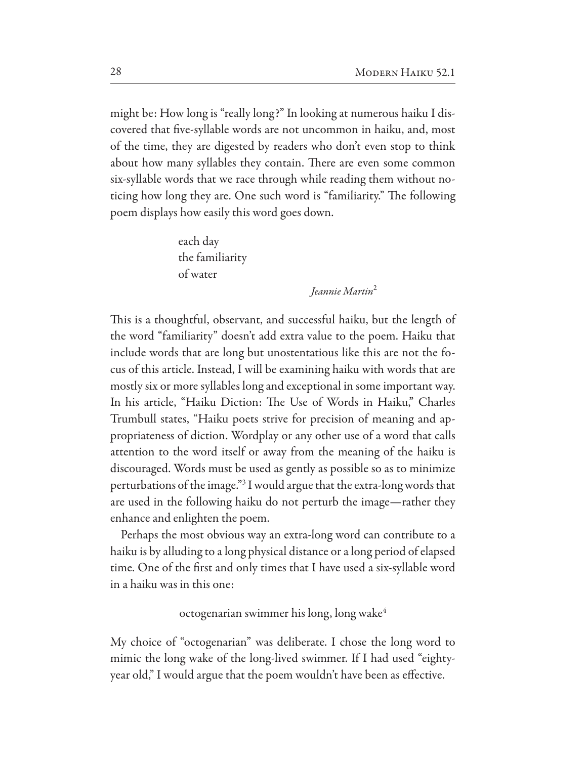might be: How long is "really long?" In looking at numerous haiku I discovered that five-syllable words are not uncommon in haiku, and, most of the time, they are digested by readers who don't even stop to think about how many syllables they contain. There are even some common six-syllable words that we race through while reading them without noticing how long they are. One such word is "familiarity." The following poem displays how easily this word goes down.

> each day  
> the familiarity  
> of water
>
> *Jeannie Martin*[2]

This is a thoughtful, observant, and successful haiku, but the length of the word "familiarity" doesn't add extra value to the poem. Haiku that include words that are long but unostentatious like this are not the focus of this article. Instead, I will be examining haiku with words that are mostly six or more syllables long and exceptional in some important way. In his article, "Haiku Diction: The Use of Words in Haiku," Charles Trumbull states, "Haiku poets strive for precision of meaning and appropriateness of diction. Wordplay or any other use of a word that calls attention to the word itself or away from the meaning of the haiku is discouraged. Words must be used as gently as possible so as to minimize perturbations of the image."[3] I would argue that the extra-long words that are used in the following haiku do not perturb the image—rather they enhance and enlighten the poem.

Perhaps the most obvious way an extra-long word can contribute to a haiku is by alluding to a long physical distance or a long period of elapsed time. One of the first and only times that I have used a six-syllable word in a haiku was in this one:

> octogenarian swimmer his long, long wake[4]

My choice of "octogenarian" was deliberate. I chose the long word to mimic the long wake of the long-lived swimmer. If I had used "eighty-year old," I would argue that the poem wouldn't have been as effective.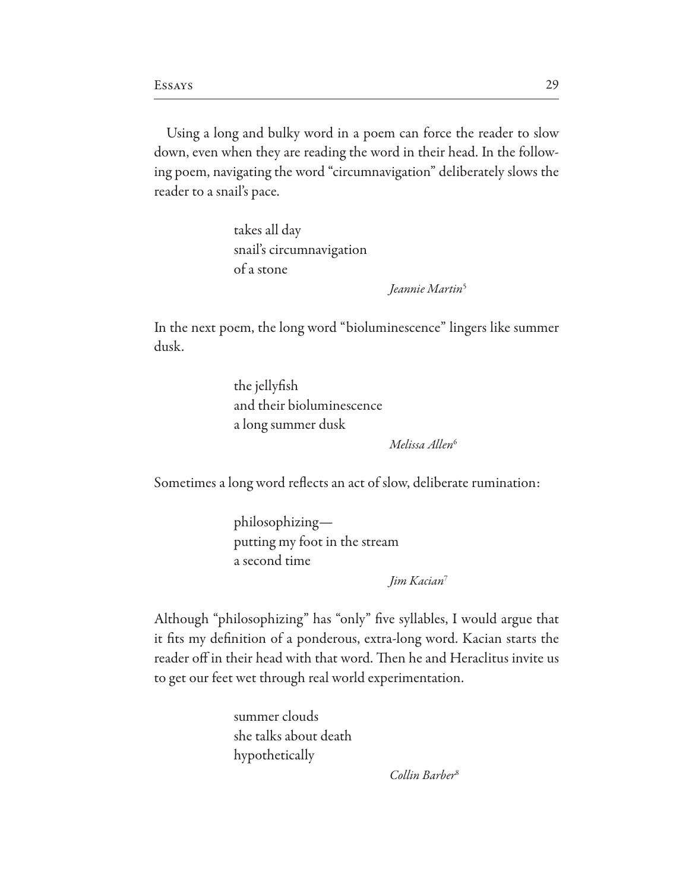Using a long and bulky word in a poem can force the reader to slow down, even when they are reading the word in their head. In the following poem, navigating the word "circumnavigation" deliberately slows the reader to a snail's pace.

> takes all day  
> snail's circumnavigation  
> of a stone
>
> *Jeannie Martin*[5]

In the next poem, the long word "bioluminescence" lingers like summer dusk.

> the jellyfish  
> and their bioluminescence  
> a long summer dusk
>
> *Melissa Allen*[6]

Sometimes a long word reflects an act of slow, deliberate rumination:

> philosophizing—  
> putting my foot in the stream  
> a second time
>
> *Jim Kacian*[7]

Although "philosophizing" has "only" five syllables, I would argue that it fits my definition of a ponderous, extra-long word. Kacian starts the reader off in their head with that word. Then he and Heraclitus invite us to get our feet wet through real world experimentation.

> summer clouds  
> she talks about death  
> hypothetically
>
> *Collin Barber*[8]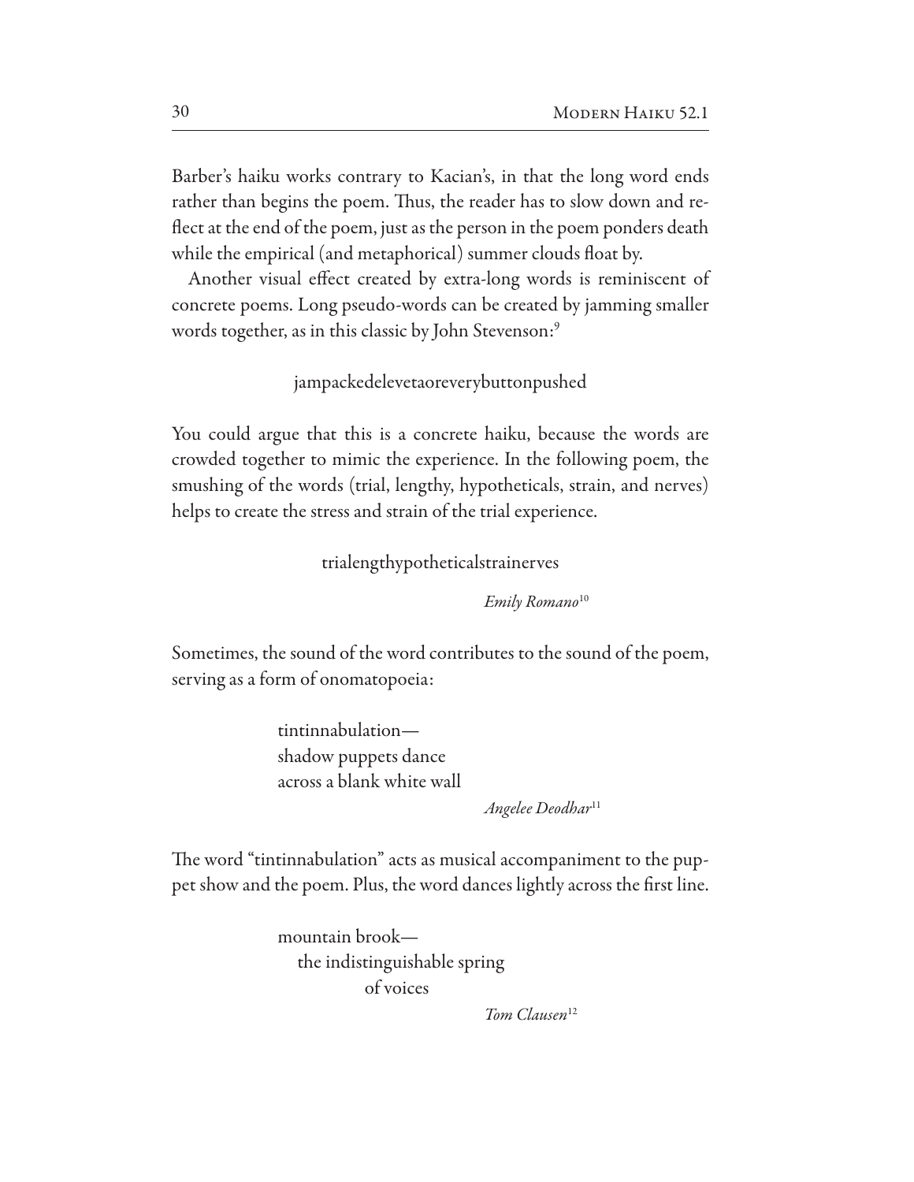Barber's haiku works contrary to Kacian's, in that the long word ends rather than begins the poem. Thus, the reader has to slow down and reflect at the end of the poem, just as the person in the poem ponders death while the empirical (and metaphorical) summer clouds float by.

Another visual effect created by extra-long words is reminiscent of concrete poems. Long pseudo-words can be created by jamming smaller words together, as in this classic by John Stevenson:[9]

> jampackedelevetaoreverybuttonpushed

You could argue that this is a concrete haiku, because the words are crowded together to mimic the experience. In the following poem, the smushing of the words (trial, lengthy, hypotheticals, strain, and nerves) helps to create the stress and strain of the trial experience.

> trialengthypotheticalstrainerves
>
> *Emily Romano*[10]

Sometimes, the sound of the word contributes to the sound of the poem, serving as a form of onomatopoeia:

> tintinnabulation—
> shadow puppets dance
> across a blank white wall
>
> *Angelee Deodhar*[11]

The word "tintinnabulation" acts as musical accompaniment to the puppet show and the poem. Plus, the word dances lightly across the first line.

> mountain brook—
> the indistinguishable spring
> of voices
>
> *Tom Clausen*[12]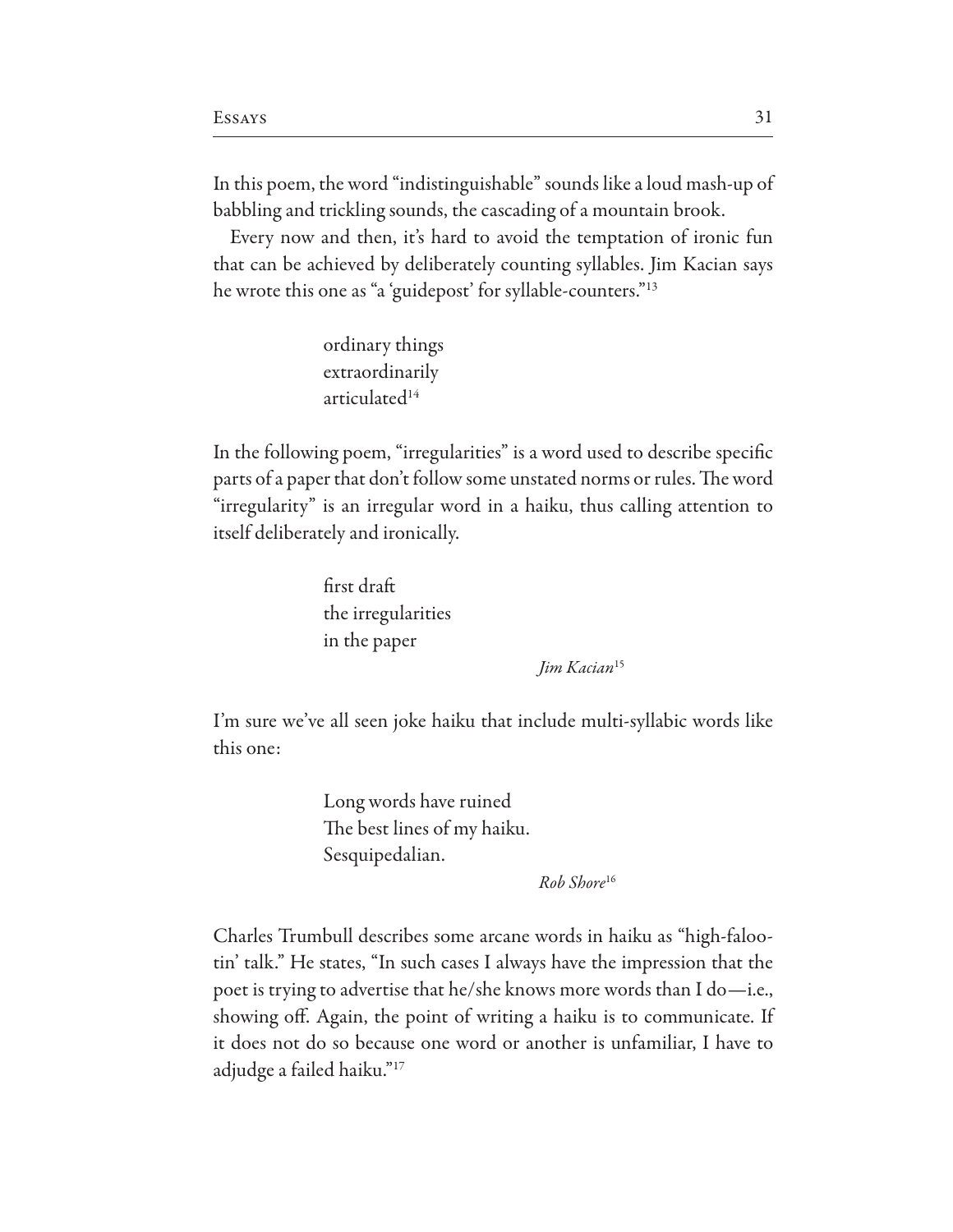In this poem, the word "indistinguishable" sounds like a loud mash-up of babbling and trickling sounds, the cascading of a mountain brook.

Every now and then, it's hard to avoid the temptation of ironic fun that can be achieved by deliberately counting syllables. Jim Kacian says he wrote this one as "a 'guidepost' for syllable-counters."[13]

> ordinary things  
> extraordinarily  
> articulated[14]

In the following poem, "irregularities" is a word used to describe specific parts of a paper that don't follow some unstated norms or rules. The word "irregularity" is an irregular word in a haiku, thus calling attention to itself deliberately and ironically.

> first draft  
> the irregularities  
> in the paper
>
> *Jim Kacian*[15]

I'm sure we've all seen joke haiku that include multi-syllabic words like this one:

> Long words have ruined  
> The best lines of my haiku.  
> Sesquipedalian.
>
> *Rob Shore*[16]

Charles Trumbull describes some arcane words in haiku as "high-falootin' talk." He states, "In such cases I always have the impression that the poet is trying to advertise that he/she knows more words than I do—i.e., showing off. Again, the point of writing a haiku is to communicate. If it does not do so because one word or another is unfamiliar, I have to adjudge a failed haiku."[17]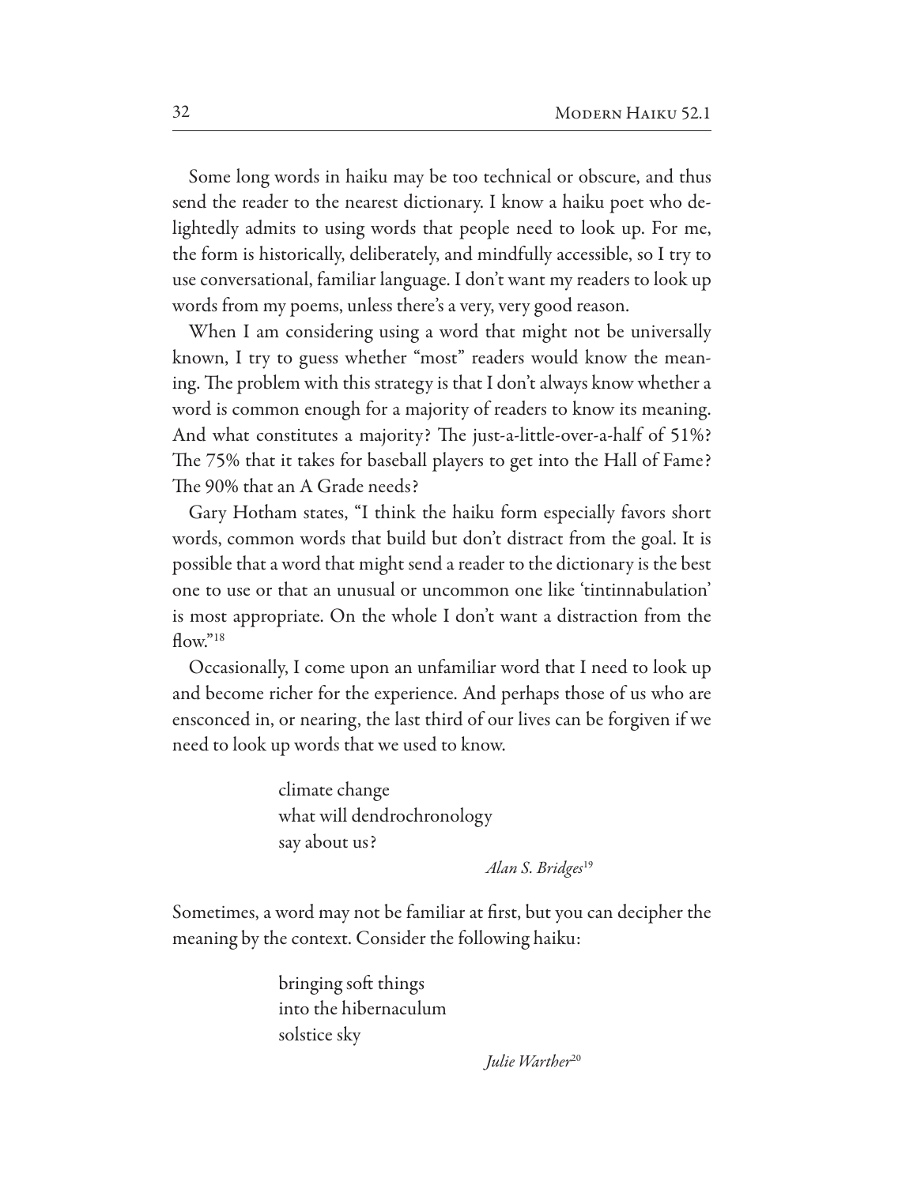Some long words in haiku may be too technical or obscure, and thus send the reader to the nearest dictionary. I know a haiku poet who delightedly admits to using words that people need to look up. For me, the form is historically, deliberately, and mindfully accessible, so I try to use conversational, familiar language. I don't want my readers to look up words from my poems, unless there's a very, very good reason.

When I am considering using a word that might not be universally known, I try to guess whether "most" readers would know the meaning. The problem with this strategy is that I don't always know whether a word is common enough for a majority of readers to know its meaning. And what constitutes a majority? The just-a-little-over-a-half of 51%? The 75% that it takes for baseball players to get into the Hall of Fame? The 90% that an A Grade needs?

Gary Hotham states, "I think the haiku form especially favors short words, common words that build but don't distract from the goal. It is possible that a word that might send a reader to the dictionary is the best one to use or that an unusual or uncommon one like 'tintinnabulation' is most appropriate. On the whole I don't want a distraction from the flow."[18]

Occasionally, I come upon an unfamiliar word that I need to look up and become richer for the experience. And perhaps those of us who are ensconced in, or nearing, the last third of our lives can be forgiven if we need to look up words that we used to know.

> climate change  
> what will dendrochronology  
> say about us?
>
> *Alan S. Bridges*[19]

Sometimes, a word may not be familiar at first, but you can decipher the meaning by the context. Consider the following haiku:

> bringing soft things  
> into the hibernaculum  
> solstice sky
>
> *Julie Warther*[20]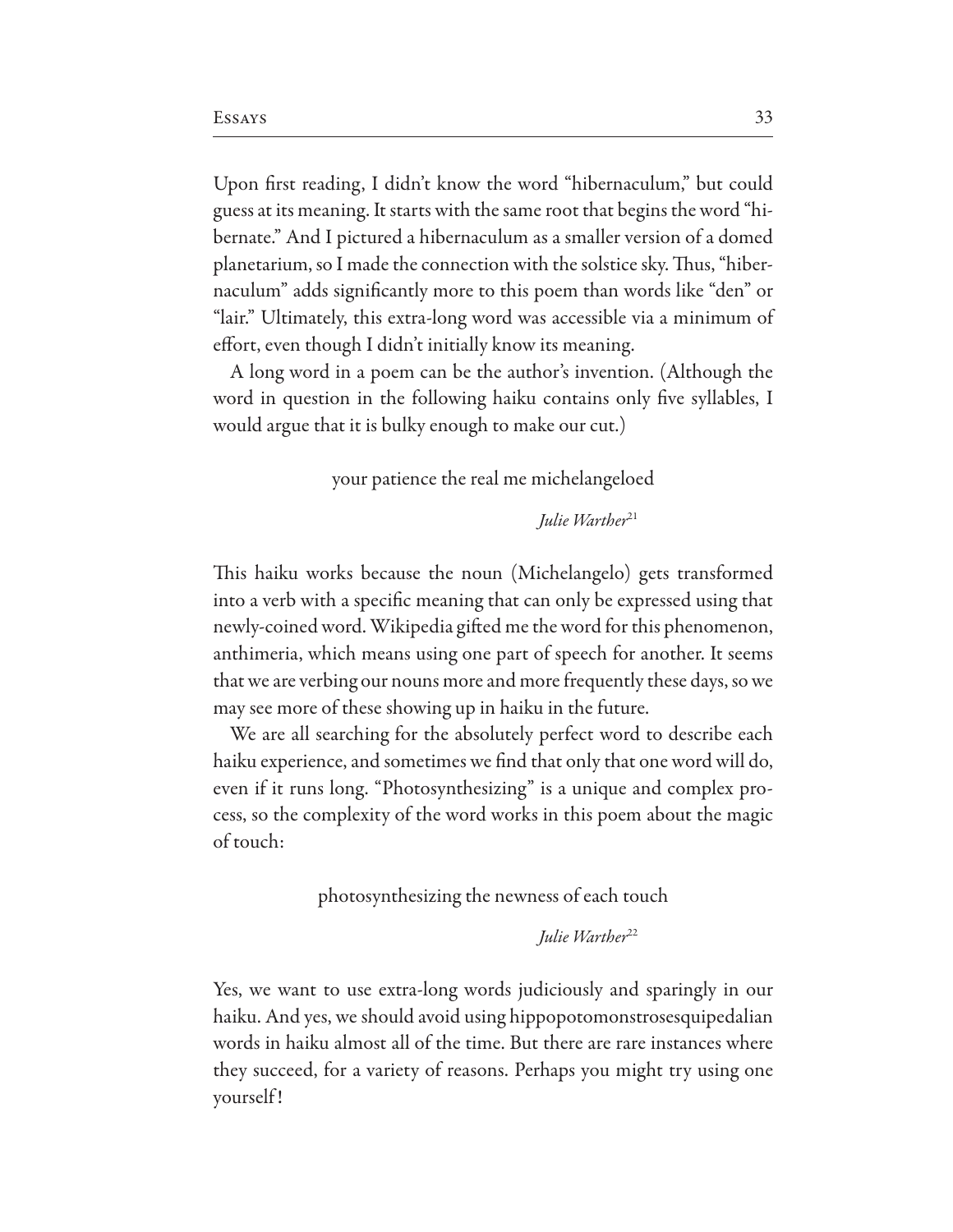Upon first reading, I didn't know the word "hibernaculum," but could guess at its meaning. It starts with the same root that begins the word "hibernate." And I pictured a hibernaculum as a smaller version of a domed planetarium, so I made the connection with the solstice sky. Thus, "hibernaculum" adds significantly more to this poem than words like "den" or "lair." Ultimately, this extra-long word was accessible via a minimum of effort, even though I didn't initially know its meaning.

A long word in a poem can be the author's invention. (Although the word in question in the following haiku contains only five syllables, I would argue that it is bulky enough to make our cut.)

> your patience the real me michelangeloed
>
> *Julie Warther*[21]

This haiku works because the noun (Michelangelo) gets transformed into a verb with a specific meaning that can only be expressed using that newly-coined word. Wikipedia gifted me the word for this phenomenon, anthimeria, which means using one part of speech for another. It seems that we are verbing our nouns more and more frequently these days, so we may see more of these showing up in haiku in the future.

We are all searching for the absolutely perfect word to describe each haiku experience, and sometimes we find that only that one word will do, even if it runs long. "Photosynthesizing" is a unique and complex process, so the complexity of the word works in this poem about the magic of touch:

> photosynthesizing the newness of each touch
>
> *Julie Warther*[22]

Yes, we want to use extra-long words judiciously and sparingly in our haiku. And yes, we should avoid using hippopotomonstrosesquipedalian words in haiku almost all of the time. But there are rare instances where they succeed, for a variety of reasons. Perhaps you might try using one yourself!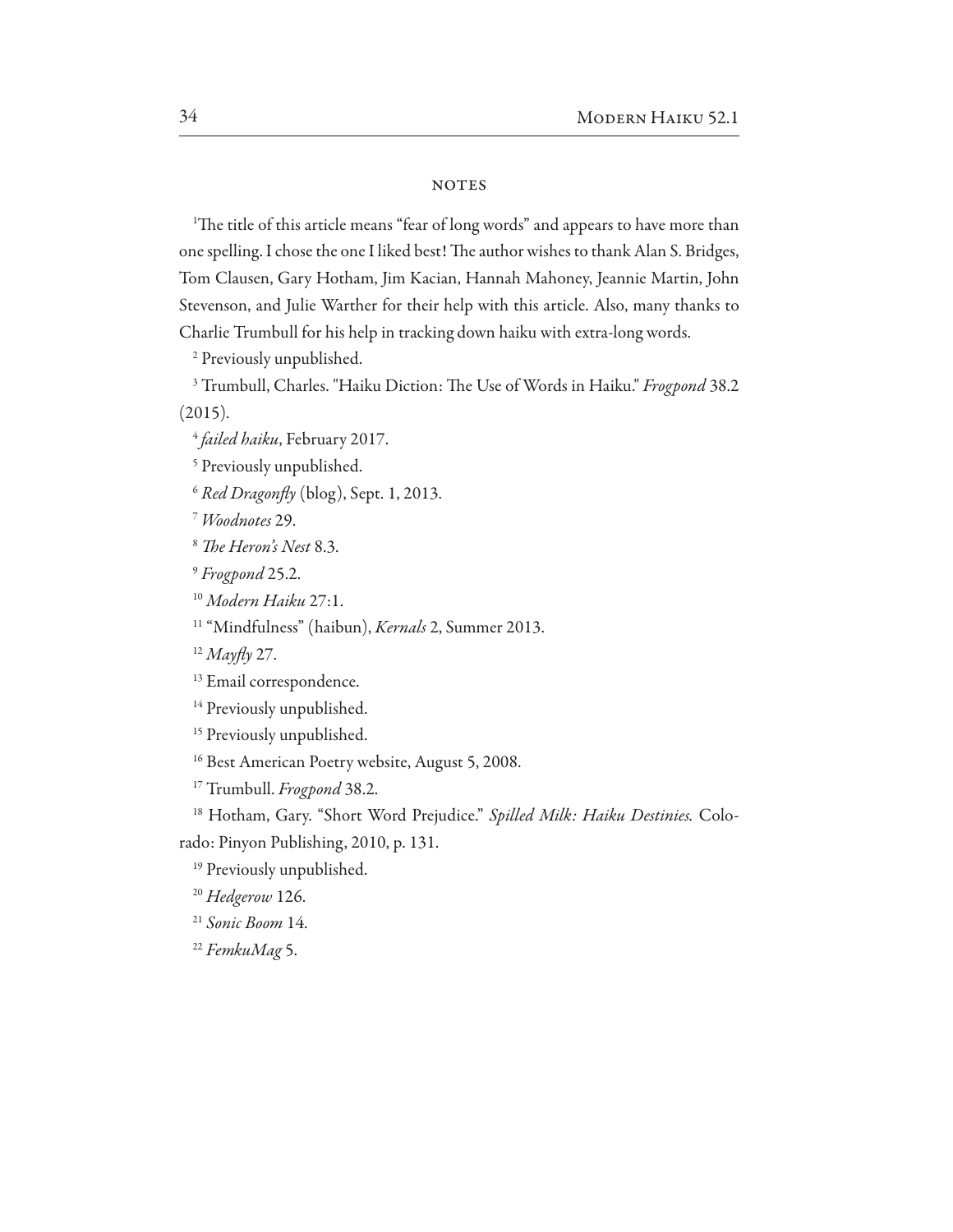## NOTES

[1]The title of this article means "fear of long words" and appears to have more than one spelling. I chose the one I liked best! The author wishes to thank Alan S. Bridges, Tom Clausen, Gary Hotham, Jim Kacian, Hannah Mahoney, Jeannie Martin, John Stevenson, and Julie Warther for their help with this article. Also, many thanks to Charlie Trumbull for his help in tracking down haiku with extra-long words.

[2] Previously unpublished.

[3] Trumbull, Charles. "Haiku Diction: The Use of Words in Haiku." *Frogpond* 38.2 (2015).

[4] *failed haiku*, February 2017.

[5] Previously unpublished.

[6] *Red Dragonfly* (blog), Sept. 1, 2013.

[7] *Woodnotes* 29.

[8] *The Heron's Nest* 8.3.

[9] *Frogpond* 25.2.

[10] *Modern Haiku* 27:1.

[11] "Mindfulness" (haibun), *Kernals* 2, Summer 2013.

[12] *Mayfly* 27.

[13] Email correspondence.

[14] Previously unpublished.

[15] Previously unpublished.

[16] Best American Poetry website, August 5, 2008.

[17] Trumbull. *Frogpond* 38.2.

[18] Hotham, Gary. "Short Word Prejudice." *Spilled Milk: Haiku Destinies.* Colorado: Pinyon Publishing, 2010, p. 131.

[19] Previously unpublished.

[20] *Hedgerow* 126.

[21] *Sonic Boom* 14.

[22] *FemkuMag* 5.